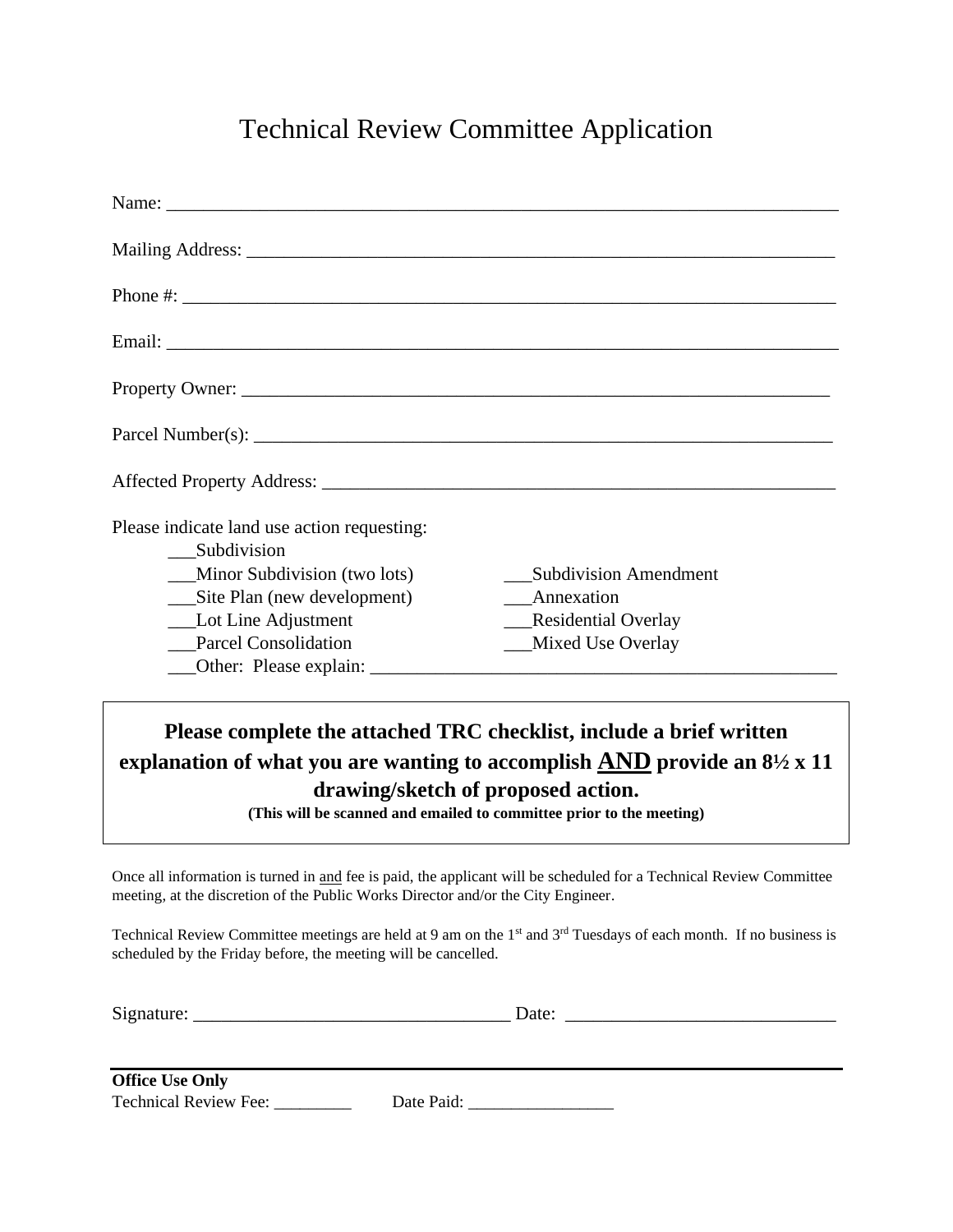# Technical Review Committee Application

Name: ___________________________________________________________________________

Mailing Address: __________________________________________________________________

Phone #: _________________________________________________________________________

Email: ___________________________________________________________________________

Property Owner: __________________________________________________________________

Parcel Number(s): ________________________________________________________________

Affected Property Address: ________________________________________________________

Please indicate land use action requesting:

- ___Subdivision
- ___Minor Subdivision (two lots)
- ___Site Plan (new development)
- ___Lot Line Adjustment
- ___Parcel Consolidation
- ___Subdivision Amendment
- ___Annexation
- ___Residential Overlay
- ___Mixed Use Overlay
- ___Other: Please explain: ___________________________________________________

**Please complete the attached TRC checklist, include a brief written explanation of what you are wanting to accomplish <u>AND</u> provide an 8½ x 11 drawing/sketch of proposed action.**

**(This will be scanned and emailed to committee prior to the meeting)**

Once all information is turned in <u>and</u> fee is paid, the applicant will be scheduled for a Technical Review Committee meeting, at the discretion of the Public Works Director and/or the City Engineer.

Technical Review Committee meetings are held at 9 am on the 1st and 3rd Tuesdays of each month. If no business is scheduled by the Friday before, the meeting will be cancelled.

Signature: ___________________________________ Date: _____________________________

---

**Office Use Only**

Technical Review Fee: _________ Date Paid: _________________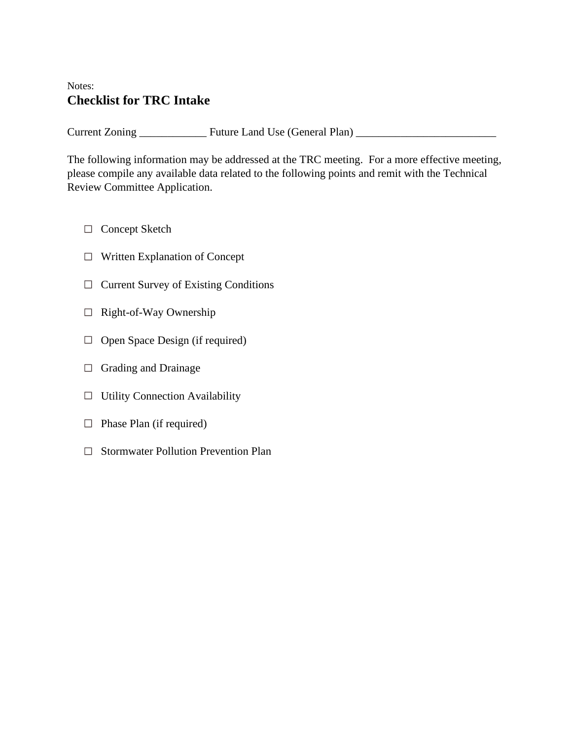Notes:

## Checklist for TRC Intake

Current Zoning ____________ Future Land Use (General Plan) _________________________

The following information may be addressed at the TRC meeting. For a more effective meeting, please compile any available data related to the following points and remit with the Technical Review Committee Application.

- ☐ Concept Sketch
- ☐ Written Explanation of Concept
- ☐ Current Survey of Existing Conditions
- ☐ Right-of-Way Ownership
- ☐ Open Space Design (if required)
- ☐ Grading and Drainage
- ☐ Utility Connection Availability
- ☐ Phase Plan (if required)
- ☐ Stormwater Pollution Prevention Plan